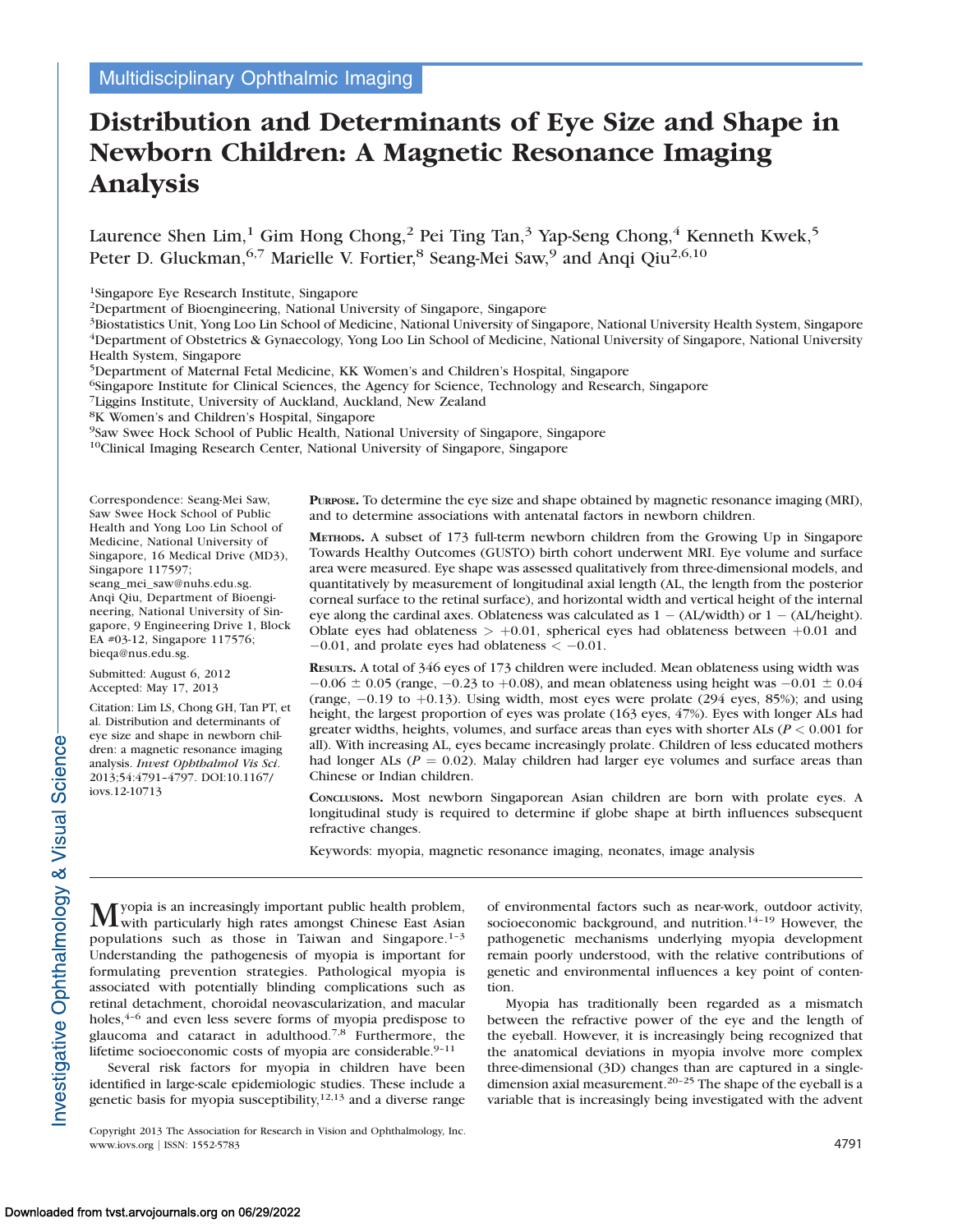Multidisciplinary Ophthalmic Imaging

# Distribution and Determinants of Eye Size and Shape in Newborn Children: A Magnetic Resonance Imaging Analysis

Laurence Shen Lim,[1] Gim Hong Chong,[2] Pei Ting Tan,[3] Yap-Seng Chong,[4] Kenneth Kwek,[5] Peter D. Gluckman,[6,7] Marielle V. Fortier,[8] Seang-Mei Saw,[9] and Anqi Qiu[2,6,10]

[1]Singapore Eye Research Institute, Singapore
[2]Department of Bioengineering, National University of Singapore, Singapore
[3]Biostatistics Unit, Yong Loo Lin School of Medicine, National University of Singapore, National University Health System, Singapore
[4]Department of Obstetrics & Gynaecology, Yong Loo Lin School of Medicine, National University of Singapore, National University Health System, Singapore
[5]Department of Maternal Fetal Medicine, KK Women's and Children's Hospital, Singapore
[6]Singapore Institute for Clinical Sciences, the Agency for Science, Technology and Research, Singapore
[7]Liggins Institute, University of Auckland, Auckland, New Zealand
[8]K Women's and Children's Hospital, Singapore
[9]Saw Swee Hock School of Public Health, National University of Singapore, Singapore
[10]Clinical Imaging Research Center, National University of Singapore, Singapore

Correspondence: Seang-Mei Saw, Saw Swee Hock School of Public Health and Yong Loo Lin School of Medicine, National University of Singapore, 16 Medical Drive (MD3), Singapore 117597; seang_mei_saw@nuhs.edu.sg.
Anqi Qiu, Department of Bioengineering, National University of Singapore, 9 Engineering Drive 1, Block EA #03-12, Singapore 117576; bieqa@nus.edu.sg.

Submitted: August 6, 2012
Accepted: May 17, 2013

Citation: Lim LS, Chong GH, Tan PT, et al. Distribution and determinants of eye size and shape in newborn children: a magnetic resonance imaging analysis. *Invest Ophthalmol Vis Sci*. 2013;54:4791–4797. DOI:10.1167/iovs.12-10713

**Purpose.** To determine the eye size and shape obtained by magnetic resonance imaging (MRI), and to determine associations with antenatal factors in newborn children.

**Methods.** A subset of 173 full-term newborn children from the Growing Up in Singapore Towards Healthy Outcomes (GUSTO) birth cohort underwent MRI. Eye volume and surface area were measured. Eye shape was assessed qualitatively from three-dimensional models, and quantitatively by measurement of longitudinal axial length (AL, the length from the posterior corneal surface to the retinal surface), and horizontal width and vertical height of the internal eye along the cardinal axes. Oblateness was calculated as 1 − (AL/width) or 1 − (AL/height). Oblate eyes had oblateness > +0.01, spherical eyes had oblateness between +0.01 and −0.01, and prolate eyes had oblateness < −0.01.

**Results.** A total of 346 eyes of 173 children were included. Mean oblateness using width was −0.06 ± 0.05 (range, −0.23 to +0.08), and mean oblateness using height was −0.01 ± 0.04 (range, −0.19 to +0.13). Using width, most eyes were prolate (294 eyes, 85%); and using height, the largest proportion of eyes was prolate (163 eyes, 47%). Eyes with longer ALs had greater widths, heights, volumes, and surface areas than eyes with shorter ALs ($P < 0.001$ for all). With increasing AL, eyes became increasingly prolate. Children of less educated mothers had longer ALs ($P = 0.02$). Malay children had larger eye volumes and surface areas than Chinese or Indian children.

**Conclusions.** Most newborn Singaporean Asian children are born with prolate eyes. A longitudinal study is required to determine if globe shape at birth influences subsequent refractive changes.

Keywords: myopia, magnetic resonance imaging, neonates, image analysis

Myopia is an increasingly important public health problem, with particularly high rates amongst Chinese East Asian populations such as those in Taiwan and Singapore.[1–3] Understanding the pathogenesis of myopia is important for formulating prevention strategies. Pathological myopia is associated with potentially blinding complications such as retinal detachment, choroidal neovascularization, and macular holes,[4–6] and even less severe forms of myopia predispose to glaucoma and cataract in adulthood.[7,8] Furthermore, the lifetime socioeconomic costs of myopia are considerable.[9–11]

Several risk factors for myopia in children have been identified in large-scale epidemiologic studies. These include a genetic basis for myopia susceptibility,[12,13] and a diverse range of environmental factors such as near-work, outdoor activity, socioeconomic background, and nutrition.[14–19] However, the pathogenetic mechanisms underlying myopia development remain poorly understood, with the relative contributions of genetic and environmental influences a key point of contention.

Myopia has traditionally been regarded as a mismatch between the refractive power of the eye and the length of the eyeball. However, it is increasingly being recognized that the anatomical deviations in myopia involve more complex three-dimensional (3D) changes than are captured in a single-dimension axial measurement.[20–25] The shape of the eyeball is a variable that is increasingly being investigated with the advent

Copyright 2013 The Association for Research in Vision and Ophthalmology, Inc.
www.iovs.org | ISSN: 1552-5783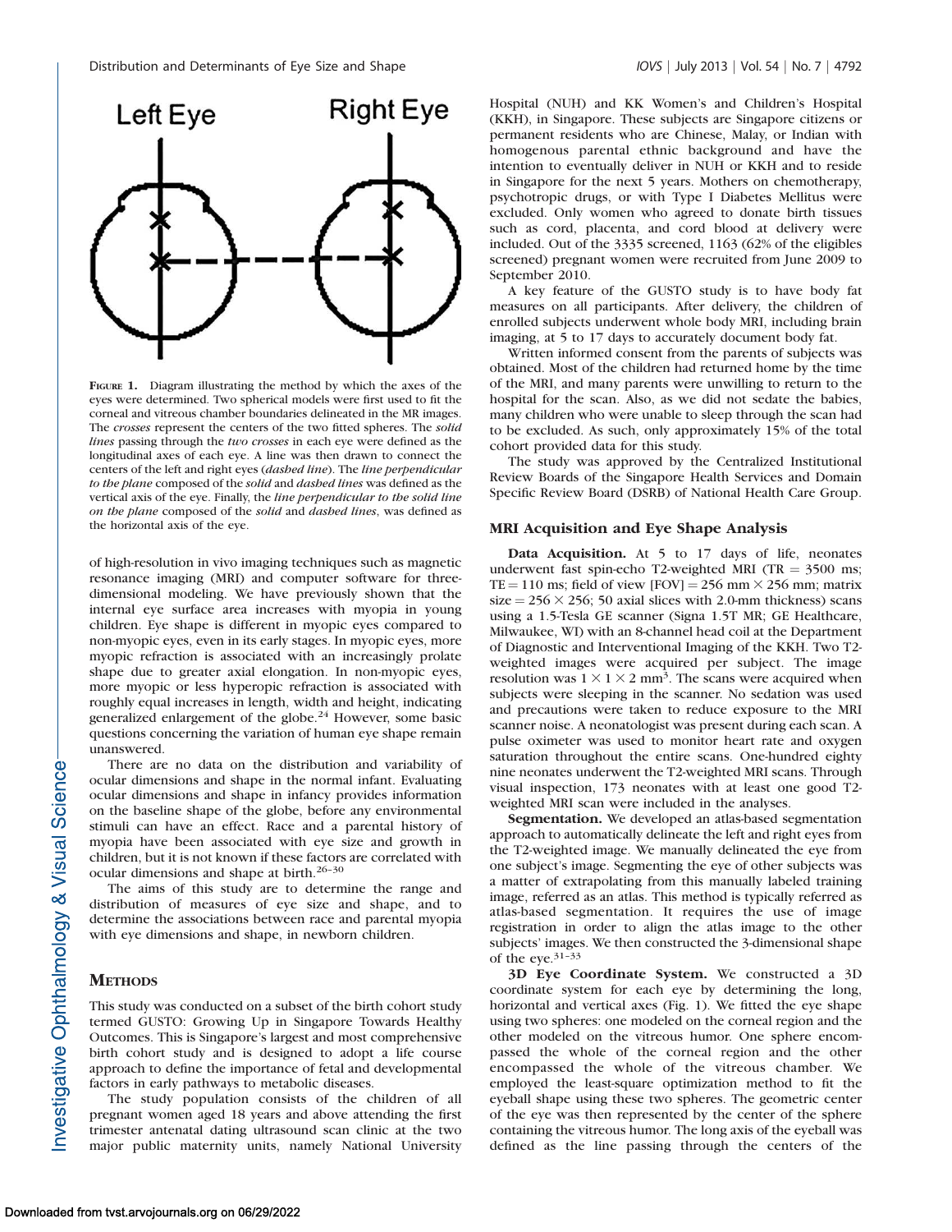FIGURE 1. Diagram illustrating the method by which the axes of the eyes were determined. Two spherical models were first used to fit the corneal and vitreous chamber boundaries delineated in the MR images. The *crosses* represent the centers of the two fitted spheres. The *solid lines* passing through the *two crosses* in each eye were defined as the longitudinal axes of each eye. A line was then drawn to connect the centers of the left and right eyes (*dashed line*). The *line perpendicular to the plane* composed of the *solid* and *dashed lines* was defined as the vertical axis of the eye. Finally, the *line perpendicular to the solid line on the plane* composed of the *solid* and *dashed lines*, was defined as the horizontal axis of the eye.

of high-resolution in vivo imaging techniques such as magnetic resonance imaging (MRI) and computer software for three-dimensional modeling. We have previously shown that the internal eye surface area increases with myopia in young children. Eye shape is different in myopic eyes compared to non-myopic eyes, even in its early stages. In myopic eyes, more myopic refraction is associated with an increasingly prolate shape due to greater axial elongation. In non-myopic eyes, more myopic or less hyperopic refraction is associated with roughly equal increases in length, width and height, indicating generalized enlargement of the globe.[24] However, some basic questions concerning the variation of human eye shape remain unanswered.

There are no data on the distribution and variability of ocular dimensions and shape in the normal infant. Evaluating ocular dimensions and shape in infancy provides information on the baseline shape of the globe, before any environmental stimuli can have an effect. Race and a parental history of myopia have been associated with eye size and growth in children, but it is not known if these factors are correlated with ocular dimensions and shape at birth.[26–30]

The aims of this study are to determine the range and distribution of measures of eye size and shape, and to determine the associations between race and parental myopia with eye dimensions and shape, in newborn children.

## METHODS

This study was conducted on a subset of the birth cohort study termed GUSTO: Growing Up in Singapore Towards Healthy Outcomes. This is Singapore's largest and most comprehensive birth cohort study and is designed to adopt a life course approach to define the importance of fetal and developmental factors in early pathways to metabolic diseases.

The study population consists of the children of all pregnant women aged 18 years and above attending the first trimester antenatal dating ultrasound scan clinic at the two major public maternity units, namely National University Hospital (NUH) and KK Women's and Children's Hospital (KKH), in Singapore. These subjects are Singapore citizens or permanent residents who are Chinese, Malay, or Indian with homogenous parental ethnic background and have the intention to eventually deliver in NUH or KKH and to reside in Singapore for the next 5 years. Mothers on chemotherapy, psychotropic drugs, or with Type I Diabetes Mellitus were excluded. Only women who agreed to donate birth tissues such as cord, placenta, and cord blood at delivery were included. Out of the 3335 screened, 1163 (62% of the eligibles screened) pregnant women were recruited from June 2009 to September 2010.

A key feature of the GUSTO study is to have body fat measures on all participants. After delivery, the children of enrolled subjects underwent whole body MRI, including brain imaging, at 5 to 17 days to accurately document body fat.

Written informed consent from the parents of subjects was obtained. Most of the children had returned home by the time of the MRI, and many parents were unwilling to return to the hospital for the scan. Also, as we did not sedate the babies, many children who were unable to sleep through the scan had to be excluded. As such, only approximately 15% of the total cohort provided data for this study.

The study was approved by the Centralized Institutional Review Boards of the Singapore Health Services and Domain Specific Review Board (DSRB) of National Health Care Group.

### MRI Acquisition and Eye Shape Analysis

**Data Acquisition.** At 5 to 17 days of life, neonates underwent fast spin-echo T2-weighted MRI (TR = 3500 ms; TE = 110 ms; field of view [FOV] = 256 mm × 256 mm; matrix size = 256 × 256; 50 axial slices with 2.0-mm thickness) scans using a 1.5-Tesla GE scanner (Signa 1.5T MR; GE Healthcare, Milwaukee, WI) with an 8-channel head coil at the Department of Diagnostic and Interventional Imaging of the KKH. Two T2-weighted images were acquired per subject. The image resolution was $1 \times 1 \times 2$ mm$^3$. The scans were acquired when subjects were sleeping in the scanner. No sedation was used and precautions were taken to reduce exposure to the MRI scanner noise. A neonatologist was present during each scan. A pulse oximeter was used to monitor heart rate and oxygen saturation throughout the entire scans. One-hundred eighty nine neonates underwent the T2-weighted MRI scans. Through visual inspection, 173 neonates with at least one good T2-weighted MRI scan were included in the analyses.

**Segmentation.** We developed an atlas-based segmentation approach to automatically delineate the left and right eyes from the T2-weighted image. We manually delineated the eye from one subject's image. Segmenting the eye of other subjects was a matter of extrapolating from this manually labeled training image, referred as an atlas. This method is typically referred as atlas-based segmentation. It requires the use of image registration in order to align the atlas image to the other subjects' images. We then constructed the 3-dimensional shape of the eye.[31–33]

**3D Eye Coordinate System.** We constructed a 3D coordinate system for each eye by determining the long, horizontal and vertical axes (Fig. 1). We fitted the eye shape using two spheres: one modeled on the corneal region and the other modeled on the vitreous humor. One sphere encompassed the whole of the corneal region and the other encompassed the whole of the vitreous chamber. We employed the least-square optimization method to fit the eyeball shape using these two spheres. The geometric center of the eye was then represented by the center of the sphere containing the vitreous humor. The long axis of the eyeball was defined as the line passing through the centers of the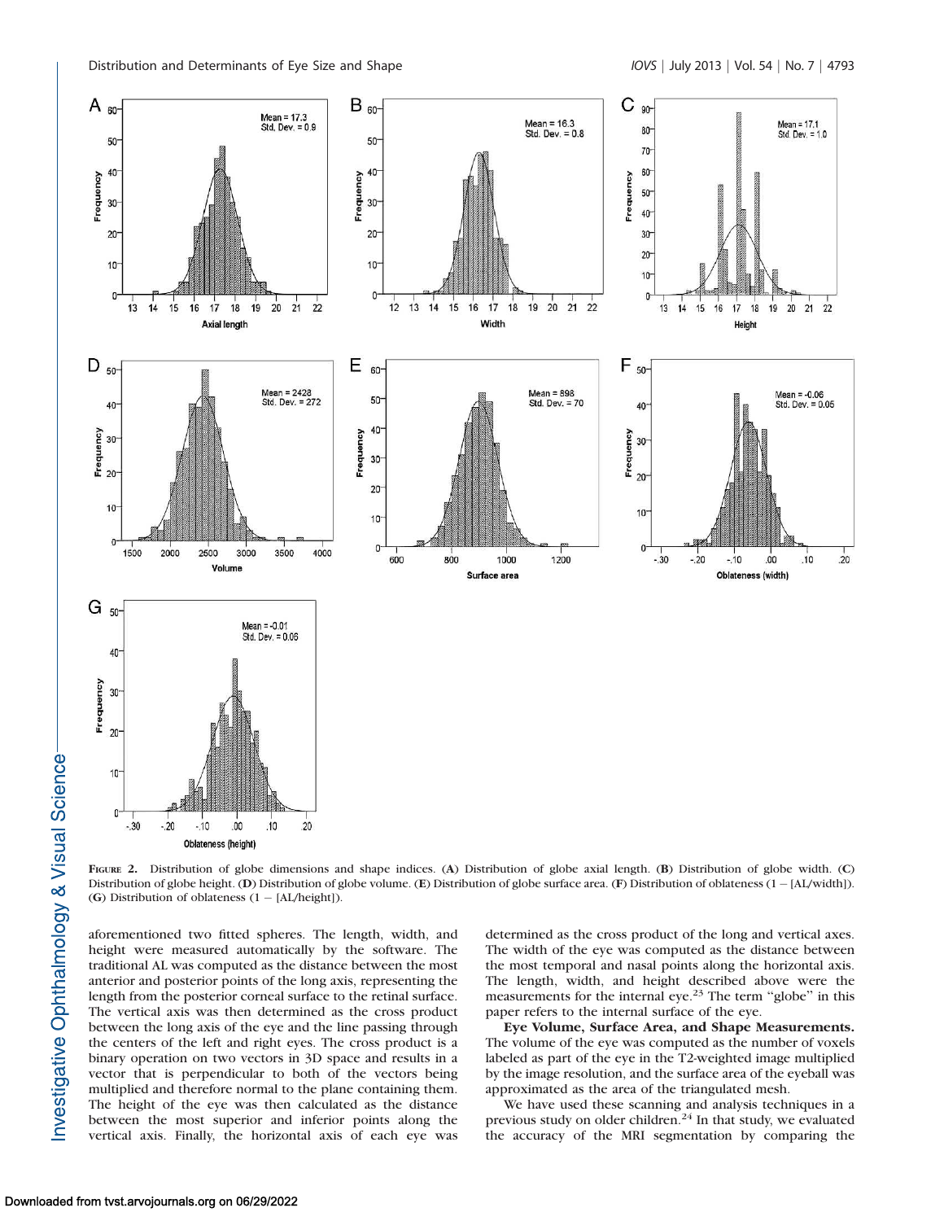FIGURE 2. Distribution of globe dimensions and shape indices. (**A**) Distribution of globe axial length. (**B**) Distribution of globe width. (**C**) Distribution of globe height. (**D**) Distribution of globe volume. (**E**) Distribution of globe surface area. (**F**) Distribution of oblateness (1 − [AL/width]). (**G**) Distribution of oblateness (1 − [AL/height]).

aforementioned two fitted spheres. The length, width, and height were measured automatically by the software. The traditional AL was computed as the distance between the most anterior and posterior points of the long axis, representing the length from the posterior corneal surface to the retinal surface. The vertical axis was then determined as the cross product between the long axis of the eye and the line passing through the centers of the left and right eyes. The cross product is a binary operation on two vectors in 3D space and results in a vector that is perpendicular to both of the vectors being multiplied and therefore normal to the plane containing them. The height of the eye was then calculated as the distance between the most superior and inferior points along the vertical axis. Finally, the horizontal axis of each eye was determined as the cross product of the long and vertical axes. The width of the eye was computed as the distance between the most temporal and nasal points along the horizontal axis. The length, width, and height described above were the measurements for the internal eye.[23] The term "globe" in this paper refers to the internal surface of the eye.

**Eye Volume, Surface Area, and Shape Measurements.** The volume of the eye was computed as the number of voxels labeled as part of the eye in the T2-weighted image multiplied by the image resolution, and the surface area of the eyeball was approximated as the area of the triangulated mesh.

We have used these scanning and analysis techniques in a previous study on older children.[24] In that study, we evaluated the accuracy of the MRI segmentation by comparing the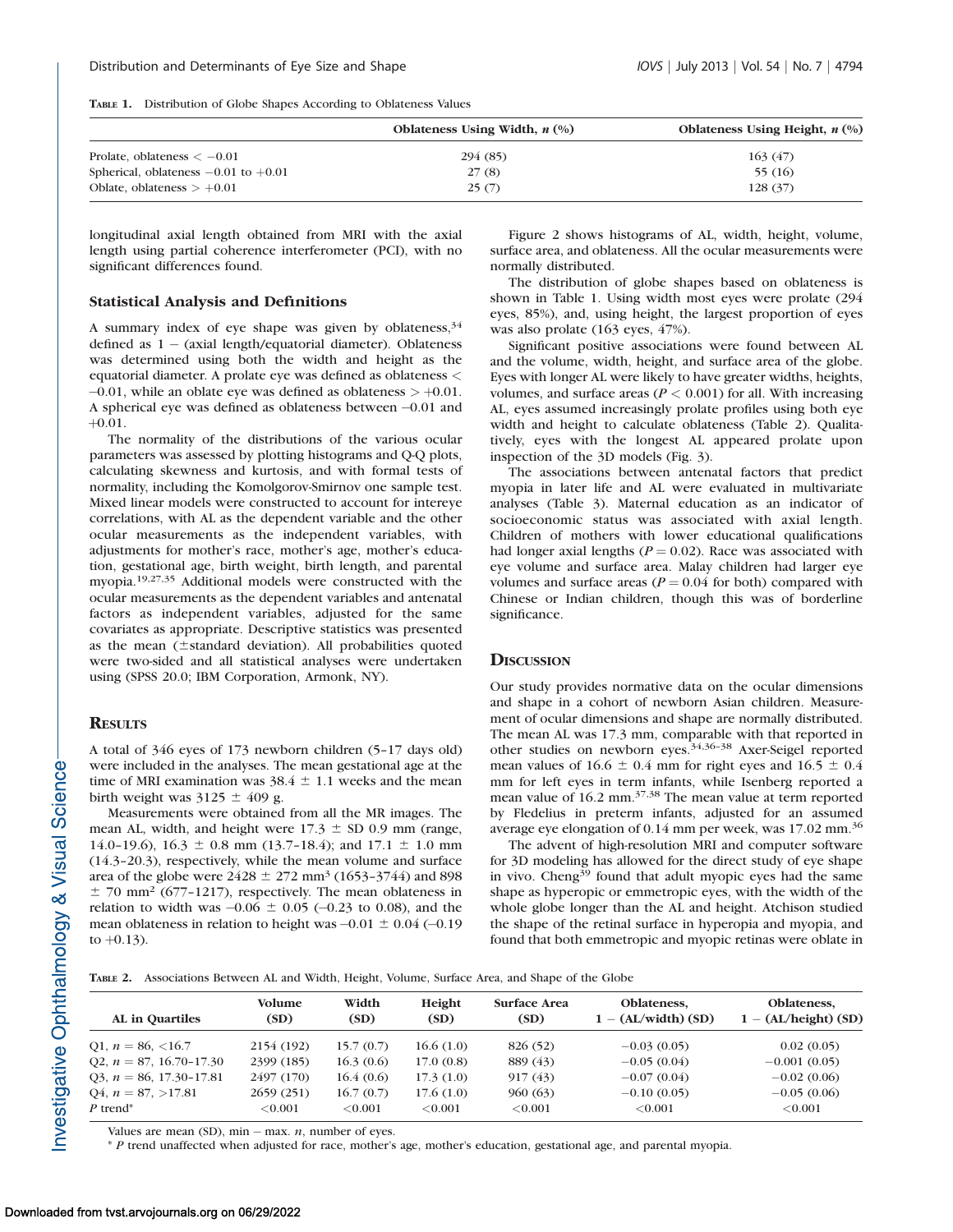**Table 1.** Distribution of Globe Shapes According to Oblateness Values

| | Oblateness Using Width, *n* (%) | Oblateness Using Height, *n* (%) |
|---|---|---|
| Prolate, oblateness $< -0.01$ | 294 (85) | 163 (47) |
| Spherical, oblateness $-0.01$ to $+0.01$ | 27 (8) | 55 (16) |
| Oblate, oblateness $> +0.01$ | 25 (7) | 128 (37) |

longitudinal axial length obtained from MRI with the axial length using partial coherence interferometer (PCI), with no significant differences found.

### Statistical Analysis and Definitions

A summary index of eye shape was given by oblateness,[34] defined as 1 − (axial length/equatorial diameter). Oblateness was determined using both the width and height as the equatorial diameter. A prolate eye was defined as oblateness $<$ −0.01, while an oblate eye was defined as oblateness $>$ +0.01. A spherical eye was defined as oblateness between −0.01 and +0.01.

The normality of the distributions of the various ocular parameters was assessed by plotting histograms and Q-Q plots, calculating skewness and kurtosis, and with formal tests of normality, including the Komolgorov-Smirnov one sample test. Mixed linear models were constructed to account for intereye correlations, with AL as the dependent variable and the other ocular measurements as the independent variables, with adjustments for mother's race, mother's age, mother's education, gestational age, birth weight, birth length, and parental myopia.[19,27,35] Additional models were constructed with the ocular measurements as the dependent variables and antenatal factors as independent variables, adjusted for the same covariates as appropriate. Descriptive statistics was presented as the mean (±standard deviation). All probabilities quoted were two-sided and all statistical analyses were undertaken using (SPSS 20.0; IBM Corporation, Armonk, NY).

## Results

A total of 346 eyes of 173 newborn children (5–17 days old) were included in the analyses. The mean gestational age at the time of MRI examination was 38.4 ± 1.1 weeks and the mean birth weight was 3125 ± 409 g.

Measurements were obtained from all the MR images. The mean AL, width, and height were 17.3 ± SD 0.9 mm (range, 14.0–19.6), 16.3 ± 0.8 mm (13.7–18.4); and 17.1 ± 1.0 mm (14.3–20.3), respectively, while the mean volume and surface area of the globe were 2428 ± 272 mm$^3$ (1653–3744) and 898 ± 70 mm$^2$ (677–1217), respectively. The mean oblateness in relation to width was −0.06 ± 0.05 (−0.23 to 0.08), and the mean oblateness in relation to height was −0.01 ± 0.04 (−0.19 to +0.13).

Figure 2 shows histograms of AL, width, height, volume, surface area, and oblateness. All the ocular measurements were normally distributed.

The distribution of globe shapes based on oblateness is shown in Table 1. Using width most eyes were prolate (294 eyes, 85%), and, using height, the largest proportion of eyes was also prolate (163 eyes, 47%).

Significant positive associations were found between AL and the volume, width, height, and surface area of the globe. Eyes with longer AL were likely to have greater widths, heights, volumes, and surface areas ($P < 0.001$) for all. With increasing AL, eyes assumed increasingly prolate profiles using both eye width and height to calculate oblateness (Table 2). Qualitatively, eyes with the longest AL appeared prolate upon inspection of the 3D models (Fig. 3).

The associations between antenatal factors that predict myopia in later life and AL were evaluated in multivariate analyses (Table 3). Maternal education as an indicator of socioeconomic status was associated with axial length. Children of mothers with lower educational qualifications had longer axial lengths ($P = 0.02$). Race was associated with eye volume and surface area. Malay children had larger eye volumes and surface areas ($P = 0.04$ for both) compared with Chinese or Indian children, though this was of borderline significance.

## Discussion

Our study provides normative data on the ocular dimensions and shape in a cohort of newborn Asian children. Measurement of ocular dimensions and shape are normally distributed. The mean AL was 17.3 mm, comparable with that reported in other studies on newborn eyes.[34,36–38] Axer-Seigel reported mean values of 16.6 ± 0.4 mm for right eyes and 16.5 ± 0.4 mm for left eyes in term infants, while Isenberg reported a mean value of 16.2 mm.[37,38] The mean value at term reported by Fledelius in preterm infants, adjusted for an assumed average eye elongation of 0.14 mm per week, was 17.02 mm.[36]

The advent of high-resolution MRI and computer software for 3D modeling has allowed for the direct study of eye shape in vivo. Cheng[39] found that adult myopic eyes had the same shape as hyperopic or emmetropic eyes, with the width of the whole globe longer than the AL and height. Atchison studied the shape of the retinal surface in hyperopia and myopia, and found that both emmetropic and myopic retinas were oblate in

**Table 2.** Associations Between AL and Width, Height, Volume, Surface Area, and Shape of the Globe

| AL in Quartiles | Volume (SD) | Width (SD) | Height (SD) | Surface Area (SD) | Oblateness, 1 − (AL/width) (SD) | Oblateness, 1 − (AL/height) (SD) |
|---|---|---|---|---|---|---|
| Q1, $n$ = 86, <16.7 | 2154 (192) | 15.7 (0.7) | 16.6 (1.0) | 826 (52) | −0.03 (0.05) | 0.02 (0.05) |
| Q2, $n$ = 87, 16.70–17.30 | 2399 (185) | 16.3 (0.6) | 17.0 (0.8) | 889 (43) | −0.05 (0.04) | −0.001 (0.05) |
| Q3, $n$ = 86, 17.30–17.81 | 2497 (170) | 16.4 (0.6) | 17.3 (1.0) | 917 (43) | −0.07 (0.04) | −0.02 (0.06) |
| Q4, $n$ = 87, >17.81 | 2659 (251) | 16.7 (0.7) | 17.6 (1.0) | 960 (63) | −0.10 (0.05) | −0.05 (0.06) |
| $P$ trend* | <0.001 | <0.001 | <0.001 | <0.001 | <0.001 | <0.001 |

Values are mean (SD), min – max. $n$, number of eyes.

* $P$ trend unaffected when adjusted for race, mother's age, mother's education, gestational age, and parental myopia.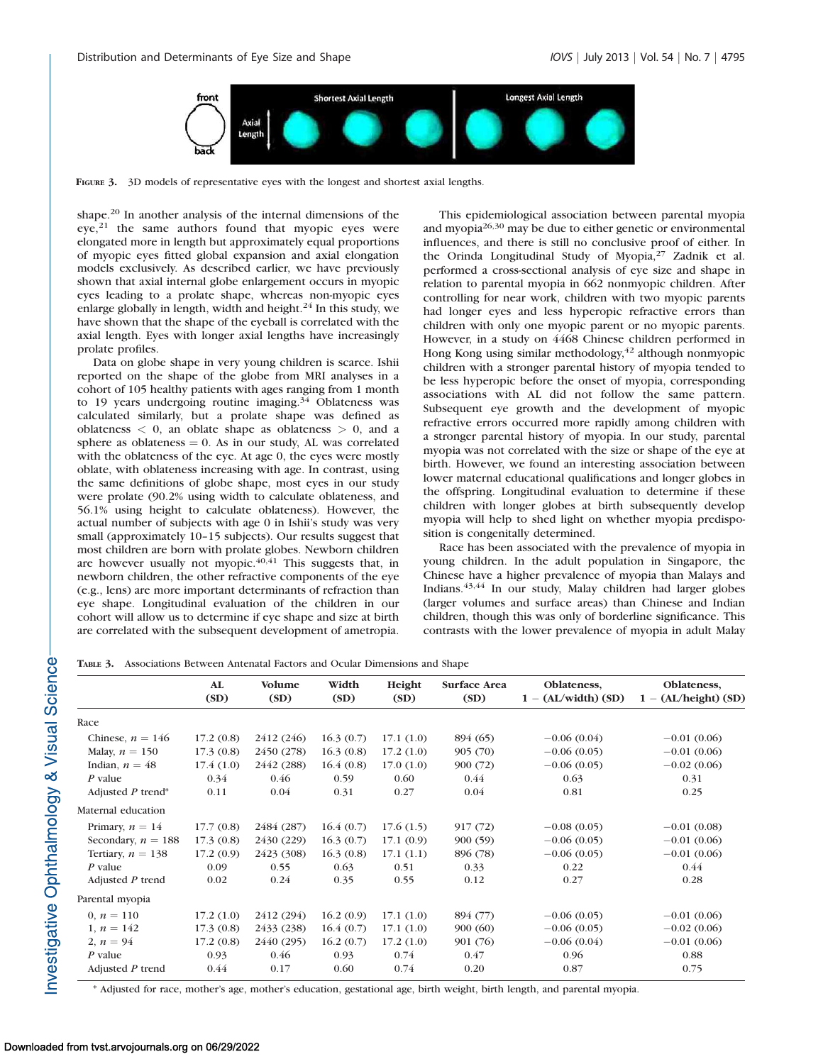FIGURE 3. 3D models of representative eyes with the longest and shortest axial lengths.

shape.[20] In another analysis of the internal dimensions of the eye,[21] the same authors found that myopic eyes were elongated more in length but approximately equal proportions of myopic eyes fitted global expansion and axial elongation models exclusively. As described earlier, we have previously shown that axial internal globe enlargement occurs in myopic eyes leading to a prolate shape, whereas non-myopic eyes enlarge globally in length, width and height.[24] In this study, we have shown that the shape of the eyeball is correlated with the axial length. Eyes with longer axial lengths have increasingly prolate profiles.

Data on globe shape in very young children is scarce. Ishii reported on the shape of the globe from MRI analyses in a cohort of 105 healthy patients with ages ranging from 1 month to 19 years undergoing routine imaging.[34] Oblateness was calculated similarly, but a prolate shape was defined as oblateness < 0, an oblate shape as oblateness > 0, and a sphere as oblateness = 0. As in our study, AL was correlated with the oblateness of the eye. At age 0, the eyes were mostly oblate, with oblateness increasing with age. In contrast, using the same definitions of globe shape, most eyes in our study were prolate (90.2% using width to calculate oblateness, and 56.1% using height to calculate oblateness). However, the actual number of subjects with age 0 in Ishii's study was very small (approximately 10–15 subjects). Our results suggest that most children are born with prolate globes. Newborn children are however usually not myopic.[40,41] This suggests that, in newborn children, the other refractive components of the eye (e.g., lens) are more important determinants of refraction than eye shape. Longitudinal evaluation of the children in our cohort will allow us to determine if eye shape and size at birth are correlated with the subsequent development of ametropia.

This epidemiological association between parental myopia and myopia[26,30] may be due to either genetic or environmental influences, and there is still no conclusive proof of either. In the Orinda Longitudinal Study of Myopia,[27] Zadnik et al. performed a cross-sectional analysis of eye size and shape in relation to parental myopia in 662 nonmyopic children. After controlling for near work, children with two myopic parents had longer eyes and less hyperopic refractive errors than children with only one myopic parent or no myopic parents. However, in a study on 4468 Chinese children performed in Hong Kong using similar methodology,[42] although nonmyopic children with a stronger parental history of myopia tended to be less hyperopic before the onset of myopia, corresponding associations with AL did not follow the same pattern. Subsequent eye growth and the development of myopic refractive errors occurred more rapidly among children with a stronger parental history of myopia. In our study, parental myopia was not correlated with the size or shape of the eye at birth. However, we found an interesting association between lower maternal educational qualifications and longer globes in the offspring. Longitudinal evaluation to determine if these children with longer globes at birth subsequently develop myopia will help to shed light on whether myopia predisposition is congenitally determined.

Race has been associated with the prevalence of myopia in young children. In the adult population in Singapore, the Chinese have a higher prevalence of myopia than Malays and Indians.[43,44] In our study, Malay children had larger globes (larger volumes and surface areas) than Chinese and Indian children, though this was only of borderline significance. This contrasts with the lower prevalence of myopia in adult Malay

TABLE 3. Associations Between Antenatal Factors and Ocular Dimensions and Shape

| | AL (SD) | Volume (SD) | Width (SD) | Height (SD) | Surface Area (SD) | Oblateness, 1 − (AL/width) (SD) | Oblateness, 1 − (AL/height) (SD) |
|---|---|---|---|---|---|---|---|
| Race | | | | | | | |
| Chinese, $n = 146$ | 17.2 (0.8) | 2412 (246) | 16.3 (0.7) | 17.1 (1.0) | 894 (65) | −0.06 (0.04) | −0.01 (0.06) |
| Malay, $n = 150$ | 17.3 (0.8) | 2450 (278) | 16.3 (0.8) | 17.2 (1.0) | 905 (70) | −0.06 (0.05) | −0.01 (0.06) |
| Indian, $n = 48$ | 17.4 (1.0) | 2442 (288) | 16.4 (0.8) | 17.0 (1.0) | 900 (72) | −0.06 (0.05) | −0.02 (0.06) |
| $P$ value | 0.34 | 0.46 | 0.59 | 0.60 | 0.44 | 0.63 | 0.31 |
| Adjusted $P$ trend* | 0.11 | 0.04 | 0.31 | 0.27 | 0.04 | 0.81 | 0.25 |
| Maternal education | | | | | | | |
| Primary, $n = 14$ | 17.7 (0.8) | 2484 (287) | 16.4 (0.7) | 17.6 (1.5) | 917 (72) | −0.08 (0.05) | −0.01 (0.08) |
| Secondary, $n = 188$ | 17.3 (0.8) | 2430 (229) | 16.3 (0.7) | 17.1 (0.9) | 900 (59) | −0.06 (0.05) | −0.01 (0.06) |
| Tertiary, $n = 138$ | 17.2 (0.9) | 2423 (308) | 16.3 (0.8) | 17.1 (1.1) | 896 (78) | −0.06 (0.05) | −0.01 (0.06) |
| $P$ value | 0.09 | 0.55 | 0.63 | 0.51 | 0.33 | 0.22 | 0.44 |
| Adjusted $P$ trend | 0.02 | 0.24 | 0.35 | 0.55 | 0.12 | 0.27 | 0.28 |
| Parental myopia | | | | | | | |
| 0, $n = 110$ | 17.2 (1.0) | 2412 (294) | 16.2 (0.9) | 17.1 (1.0) | 894 (77) | −0.06 (0.05) | −0.01 (0.06) |
| 1, $n = 142$ | 17.3 (0.8) | 2433 (238) | 16.4 (0.7) | 17.1 (1.0) | 900 (60) | −0.06 (0.05) | −0.02 (0.06) |
| 2, $n = 94$ | 17.2 (0.8) | 2440 (295) | 16.2 (0.7) | 17.2 (1.0) | 901 (76) | −0.06 (0.04) | −0.01 (0.06) |
| $P$ value | 0.93 | 0.46 | 0.93 | 0.74 | 0.47 | 0.96 | 0.88 |
| Adjusted $P$ trend | 0.44 | 0.17 | 0.60 | 0.74 | 0.20 | 0.87 | 0.75 |

\* Adjusted for race, mother's age, mother's education, gestational age, birth weight, birth length, and parental myopia.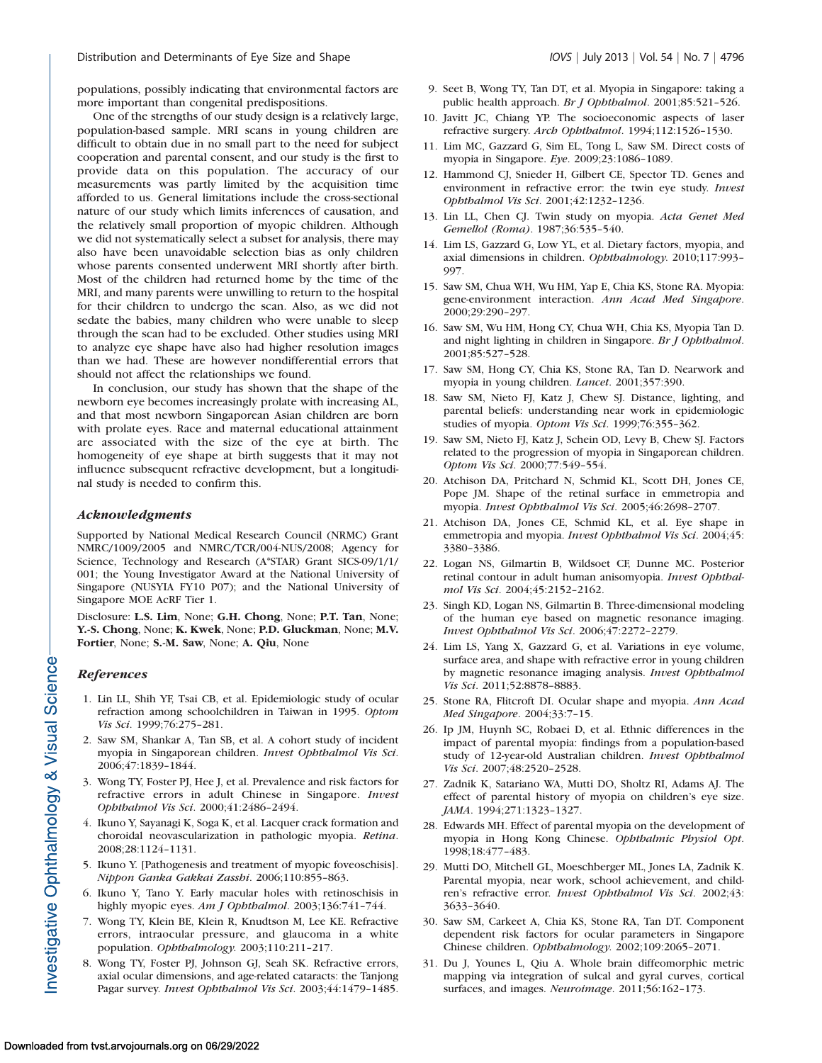populations, possibly indicating that environmental factors are more important than congenital predispositions.

One of the strengths of our study design is a relatively large, population-based sample. MRI scans in young children are difficult to obtain due in no small part to the need for subject cooperation and parental consent, and our study is the first to provide data on this population. The accuracy of our measurements was partly limited by the acquisition time afforded to us. General limitations include the cross-sectional nature of our study which limits inferences of causation, and the relatively small proportion of myopic children. Although we did not systematically select a subset for analysis, there may also have been unavoidable selection bias as only children whose parents consented underwent MRI shortly after birth. Most of the children had returned home by the time of the MRI, and many parents were unwilling to return to the hospital for their children to undergo the scan. Also, as we did not sedate the babies, many children who were unable to sleep through the scan had to be excluded. Other studies using MRI to analyze eye shape have also had higher resolution images than we had. These are however nondifferential errors that should not affect the relationships we found.

In conclusion, our study has shown that the shape of the newborn eye becomes increasingly prolate with increasing AL, and that most newborn Singaporean Asian children are born with prolate eyes. Race and maternal educational attainment are associated with the size of the eye at birth. The homogeneity of eye shape at birth suggests that it may not influence subsequent refractive development, but a longitudinal study is needed to confirm this.

### *Acknowledgments*

Supported by National Medical Research Council (NRMC) Grant NMRC/1009/2005 and NMRC/TCR/004-NUS/2008; Agency for Science, Technology and Research (A*STAR) Grant SICS-09/1/1/001; the Young Investigator Award at the National University of Singapore (NUSYIA FY10 P07); and the National University of Singapore MOE AcRF Tier 1.

Disclosure: **L.S. Lim**, None; **G.H. Chong**, None; **P.T. Tan**, None; **Y.-S. Chong**, None; **K. Kwek**, None; **P.D. Gluckman**, None; **M.V. Fortier**, None; **S.-M. Saw**, None; **A. Qiu**, None

### *References*

1. Lin LL, Shih YF, Tsai CB, et al. Epidemiologic study of ocular refraction among schoolchildren in Taiwan in 1995. *Optom Vis Sci*. 1999;76:275–281.
2. Saw SM, Shankar A, Tan SB, et al. A cohort study of incident myopia in Singaporean children. *Invest Ophthalmol Vis Sci*. 2006;47:1839–1844.
3. Wong TY, Foster PJ, Hee J, et al. Prevalence and risk factors for refractive errors in adult Chinese in Singapore. *Invest Ophthalmol Vis Sci*. 2000;41:2486–2494.
4. Ikuno Y, Sayanagi K, Soga K, et al. Lacquer crack formation and choroidal neovascularization in pathologic myopia. *Retina*. 2008;28:1124–1131.
5. Ikuno Y. [Pathogenesis and treatment of myopic foveoschisis]. *Nippon Ganka Gakkai Zasshi*. 2006;110:855–863.
6. Ikuno Y, Tano Y. Early macular holes with retinoschisis in highly myopic eyes. *Am J Ophthalmol*. 2003;136:741–744.
7. Wong TY, Klein BE, Klein R, Knudtson M, Lee KE. Refractive errors, intraocular pressure, and glaucoma in a white population. *Ophthalmology.* 2003;110:211–217.
8. Wong TY, Foster PJ, Johnson GJ, Seah SK. Refractive errors, axial ocular dimensions, and age-related cataracts: the Tanjong Pagar survey. *Invest Ophthalmol Vis Sci*. 2003;44:1479–1485.
9. Seet B, Wong TY, Tan DT, et al. Myopia in Singapore: taking a public health approach. *Br J Ophthalmol*. 2001;85:521–526.
10. Javitt JC, Chiang YP. The socioeconomic aspects of laser refractive surgery. *Arch Ophthalmol*. 1994;112:1526–1530.
11. Lim MC, Gazzard G, Sim EL, Tong L, Saw SM. Direct costs of myopia in Singapore. *Eye*. 2009;23:1086–1089.
12. Hammond CJ, Snieder H, Gilbert CE, Spector TD. Genes and environment in refractive error: the twin eye study. *Invest Ophthalmol Vis Sci*. 2001;42:1232–1236.
13. Lin LL, Chen CJ. Twin study on myopia. *Acta Genet Med Gemellol (Roma)*. 1987;36:535–540.
14. Lim LS, Gazzard G, Low YL, et al. Dietary factors, myopia, and axial dimensions in children. *Ophthalmology.* 2010;117:993–997.
15. Saw SM, Chua WH, Wu HM, Yap E, Chia KS, Stone RA. Myopia: gene-environment interaction. *Ann Acad Med Singapore*. 2000;29:290–297.
16. Saw SM, Wu HM, Hong CY, Chua WH, Chia KS, Myopia Tan D. and night lighting in children in Singapore. *Br J Ophthalmol*. 2001;85:527–528.
17. Saw SM, Hong CY, Chia KS, Stone RA, Tan D. Nearwork and myopia in young children. *Lancet*. 2001;357:390.
18. Saw SM, Nieto FJ, Katz J, Chew SJ. Distance, lighting, and parental beliefs: understanding near work in epidemiologic studies of myopia. *Optom Vis Sci*. 1999;76:355–362.
19. Saw SM, Nieto FJ, Katz J, Schein OD, Levy B, Chew SJ. Factors related to the progression of myopia in Singaporean children. *Optom Vis Sci*. 2000;77:549–554.
20. Atchison DA, Pritchard N, Schmid KL, Scott DH, Jones CE, Pope JM. Shape of the retinal surface in emmetropia and myopia. *Invest Ophthalmol Vis Sci*. 2005;46:2698–2707.
21. Atchison DA, Jones CE, Schmid KL, et al. Eye shape in emmetropia and myopia. *Invest Ophthalmol Vis Sci*. 2004;45: 3380–3386.
22. Logan NS, Gilmartin B, Wildsoet CF, Dunne MC. Posterior retinal contour in adult human anisomyopia. *Invest Ophthalmol Vis Sci*. 2004;45:2152–2162.
23. Singh KD, Logan NS, Gilmartin B. Three-dimensional modeling of the human eye based on magnetic resonance imaging. *Invest Ophthalmol Vis Sci*. 2006;47:2272–2279.
24. Lim LS, Yang X, Gazzard G, et al. Variations in eye volume, surface area, and shape with refractive error in young children by magnetic resonance imaging analysis. *Invest Ophthalmol Vis Sci*. 2011;52:8878–8883.
25. Stone RA, Flitcroft DI. Ocular shape and myopia. *Ann Acad Med Singapore*. 2004;33:7–15.
26. Ip JM, Huynh SC, Robaei D, et al. Ethnic differences in the impact of parental myopia: findings from a population-based study of 12-year-old Australian children. *Invest Ophthalmol Vis Sci*. 2007;48:2520–2528.
27. Zadnik K, Satariano WA, Mutti DO, Sholtz RI, Adams AJ. The effect of parental history of myopia on children's eye size. *JAMA*. 1994;271:1323–1327.
28. Edwards MH. Effect of parental myopia on the development of myopia in Hong Kong Chinese. *Ophthalmic Physiol Opt*. 1998;18:477–483.
29. Mutti DO, Mitchell GL, Moeschberger ML, Jones LA, Zadnik K. Parental myopia, near work, school achievement, and children's refractive error. *Invest Ophthalmol Vis Sci*. 2002;43: 3633–3640.
30. Saw SM, Carkeet A, Chia KS, Stone RA, Tan DT. Component dependent risk factors for ocular parameters in Singapore Chinese children. *Ophthalmology.* 2002;109:2065–2071.
31. Du J, Younes L, Qiu A. Whole brain diffeomorphic metric mapping via integration of sulcal and gyral curves, cortical surfaces, and images. *Neuroimage*. 2011;56:162–173.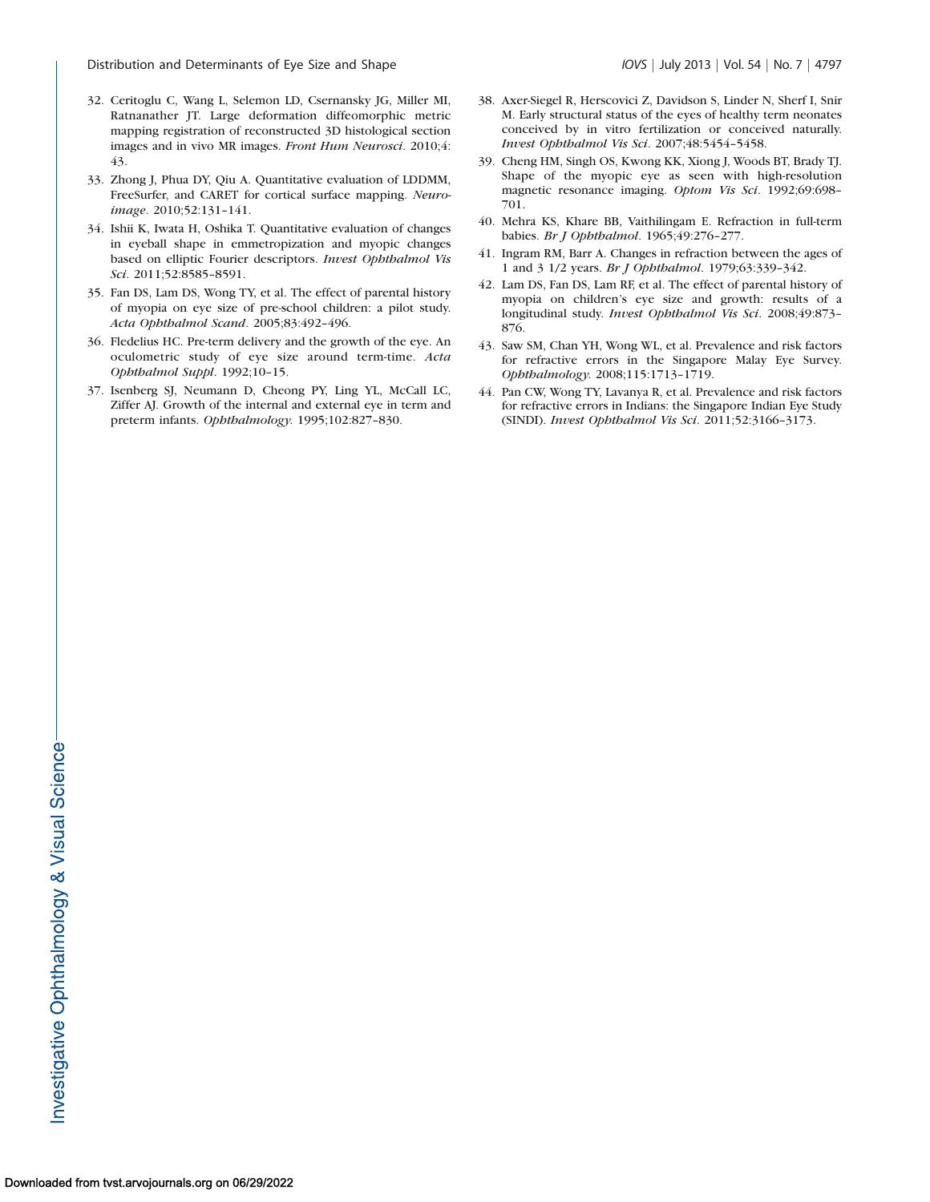32. Ceritoglu C, Wang L, Selemon LD, Csernansky JG, Miller MI, Ratnanather JT. Large deformation diffeomorphic metric mapping registration of reconstructed 3D histological section images and in vivo MR images. *Front Hum Neurosci*. 2010;4:43.
33. Zhong J, Phua DY, Qiu A. Quantitative evaluation of LDDMM, FreeSurfer, and CARET for cortical surface mapping. *Neuroimage*. 2010;52:131–141.
34. Ishii K, Iwata H, Oshika T. Quantitative evaluation of changes in eyeball shape in emmetropization and myopic changes based on elliptic Fourier descriptors. *Invest Ophthalmol Vis Sci*. 2011;52:8585–8591.
35. Fan DS, Lam DS, Wong TY, et al. The effect of parental history of myopia on eye size of pre-school children: a pilot study. *Acta Ophthalmol Scand*. 2005;83:492–496.
36. Fledelius HC. Pre-term delivery and the growth of the eye. An oculometric study of eye size around term-time. *Acta Ophthalmol Suppl*. 1992;10–15.
37. Isenberg SJ, Neumann D, Cheong PY, Ling YL, McCall LC, Ziffer AJ. Growth of the internal and external eye in term and preterm infants. *Ophthalmology.* 1995;102:827–830.
38. Axer-Siegel R, Herscovici Z, Davidson S, Linder N, Sherf I, Snir M. Early structural status of the eyes of healthy term neonates conceived by in vitro fertilization or conceived naturally. *Invest Ophthalmol Vis Sci*. 2007;48:5454–5458.
39. Cheng HM, Singh OS, Kwong KK, Xiong J, Woods BT, Brady TJ. Shape of the myopic eye as seen with high-resolution magnetic resonance imaging. *Optom Vis Sci*. 1992;69:698–701.
40. Mehra KS, Khare BB, Vaithilingam E. Refraction in full-term babies. *Br J Ophthalmol*. 1965;49:276–277.
41. Ingram RM, Barr A. Changes in refraction between the ages of 1 and 3 1/2 years. *Br J Ophthalmol*. 1979;63:339–342.
42. Lam DS, Fan DS, Lam RF, et al. The effect of parental history of myopia on children's eye size and growth: results of a longitudinal study. *Invest Ophthalmol Vis Sci*. 2008;49:873–876.
43. Saw SM, Chan YH, Wong WL, et al. Prevalence and risk factors for refractive errors in the Singapore Malay Eye Survey. *Ophthalmology.* 2008;115:1713–1719.
44. Pan CW, Wong TY, Lavanya R, et al. Prevalence and risk factors for refractive errors in Indians: the Singapore Indian Eye Study (SINDI). *Invest Ophthalmol Vis Sci*. 2011;52:3166–3173.